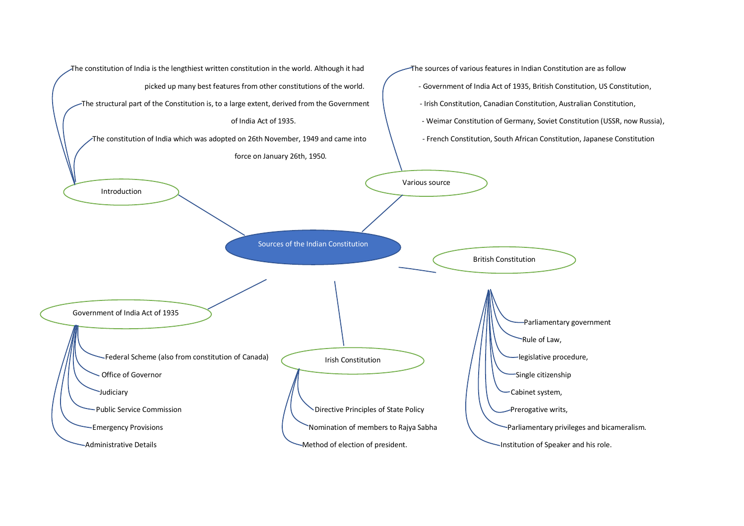# Sources of the Indian Constitution

## Introduction

- The constitution of India is the lengthiest written constitution in the world. Although it had picked up many best features from other constitutions of the world.
- The structural part of the Constitution is, to a large extent, derived from the Government of India Act of 1935.
- The constitution of India which was adopted on 26th November, 1949 and came into force on January 26th, 1950.

## Various source

The sources of various features in Indian Constitution are as follow

- Government of India Act of 1935, British Constitution, US Constitution,
- Irish Constitution, Canadian Constitution, Australian Constitution,
- Weimar Constitution of Germany, Soviet Constitution (USSR, now Russia),
- French Constitution, South African Constitution, Japanese Constitution

## British Constitution

- Parliamentary government
- Rule of Law,
- legislative procedure,
- Single citizenship
- Cabinet system,
- Prerogative writs,
- Parliamentary privileges and bicameralism.
- Institution of Speaker and his role.

## Government of India Act of 1935

- Federal Scheme (also from constitution of Canada)
- Office of Governor
- Judiciary
- Public Service Commission
- Emergency Provisions
- Administrative Details

## Irish Constitution

- Directive Principles of State Policy
- Nomination of members to Rajya Sabha
- Method of election of president.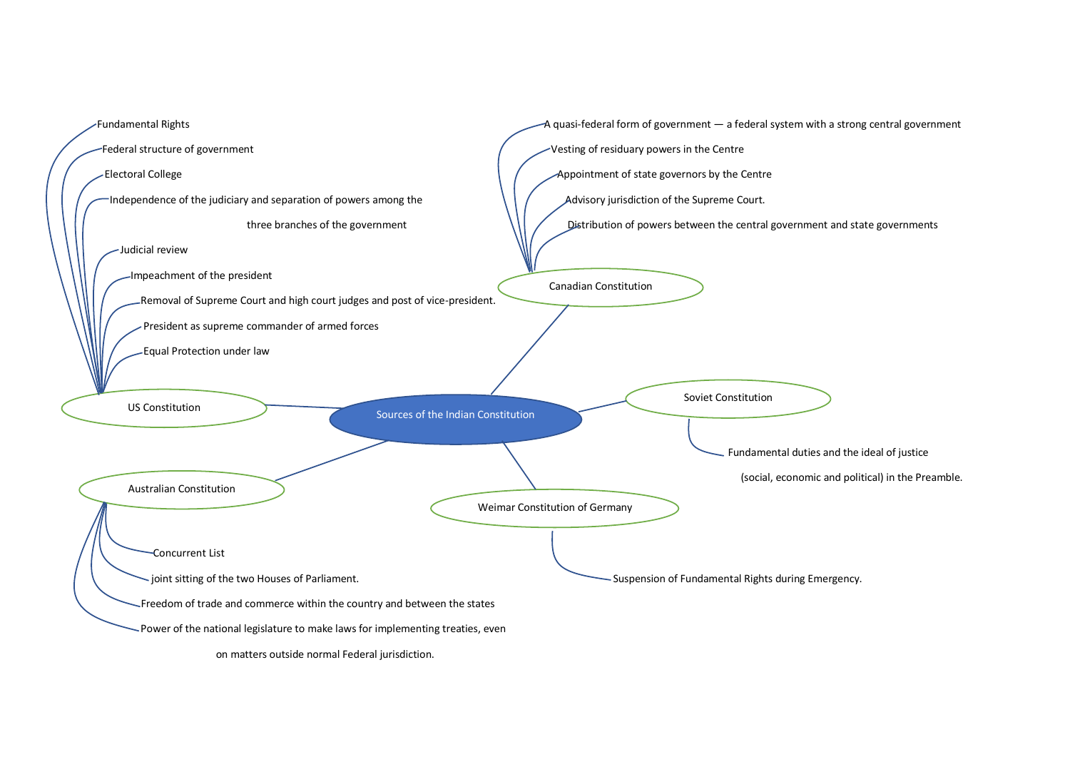# Sources of the Indian Constitution

## US Constitution

- Fundamental Rights
- Federal structure of government
- Electoral College
- Independence of the judiciary and separation of powers among the three branches of the government
- Judicial review
- Impeachment of the president
- Removal of Supreme Court and high court judges and post of vice-president.
- President as supreme commander of armed forces
- Equal Protection under law

## Canadian Constitution

- A quasi-federal form of government — a federal system with a strong central government
- Vesting of residuary powers in the Centre
- Appointment of state governors by the Centre
- Advisory jurisdiction of the Supreme Court.
- Distribution of powers between the central government and state governments

## Soviet Constitution

- Fundamental duties and the ideal of justice (social, economic and political) in the Preamble.

## Weimar Constitution of Germany

- Suspension of Fundamental Rights during Emergency.

## Australian Constitution

- Concurrent List
- joint sitting of the two Houses of Parliament.
- Freedom of trade and commerce within the country and between the states
- Power of the national legislature to make laws for implementing treaties, even on matters outside normal Federal jurisdiction.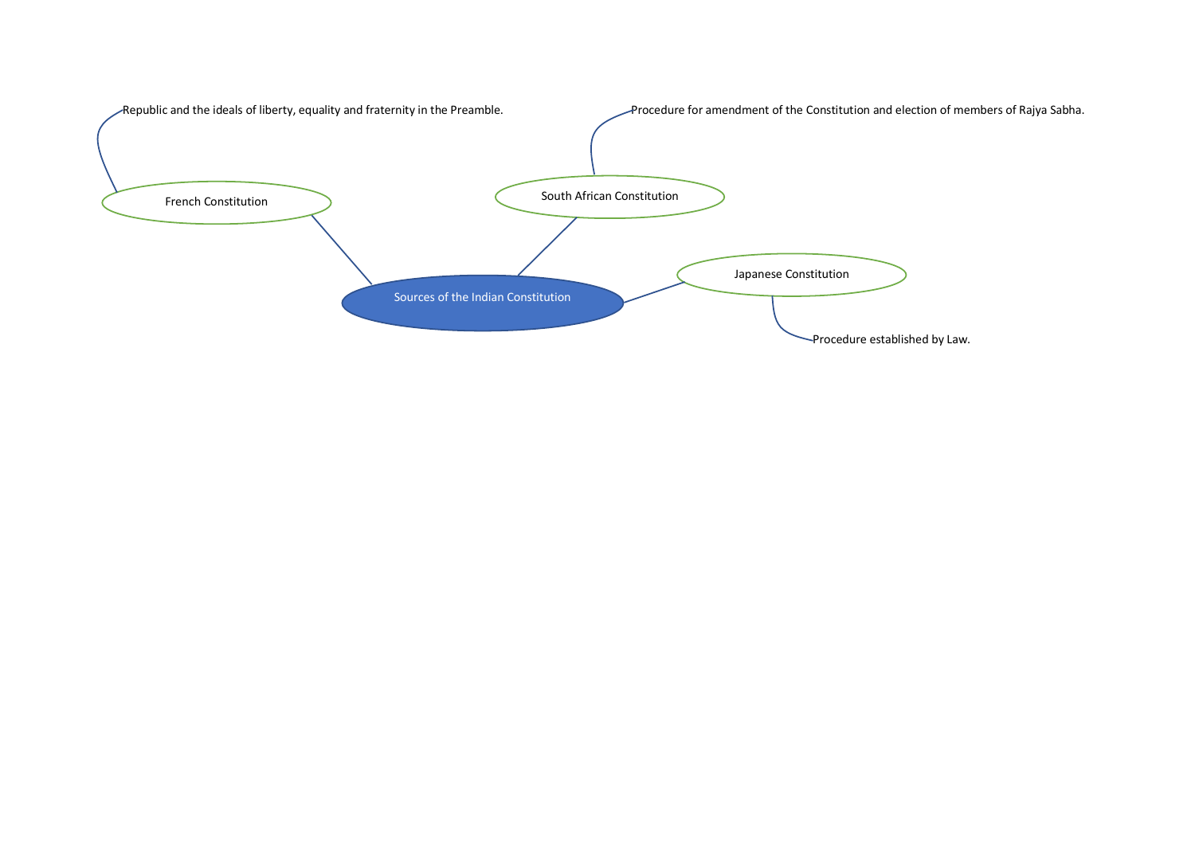Sources of the Indian Constitution

French Constitution

Republic and the ideals of liberty, equality and fraternity in the Preamble.

South African Constitution

Procedure for amendment of the Constitution and election of members of Rajya Sabha.

Japanese Constitution

Procedure established by Law.